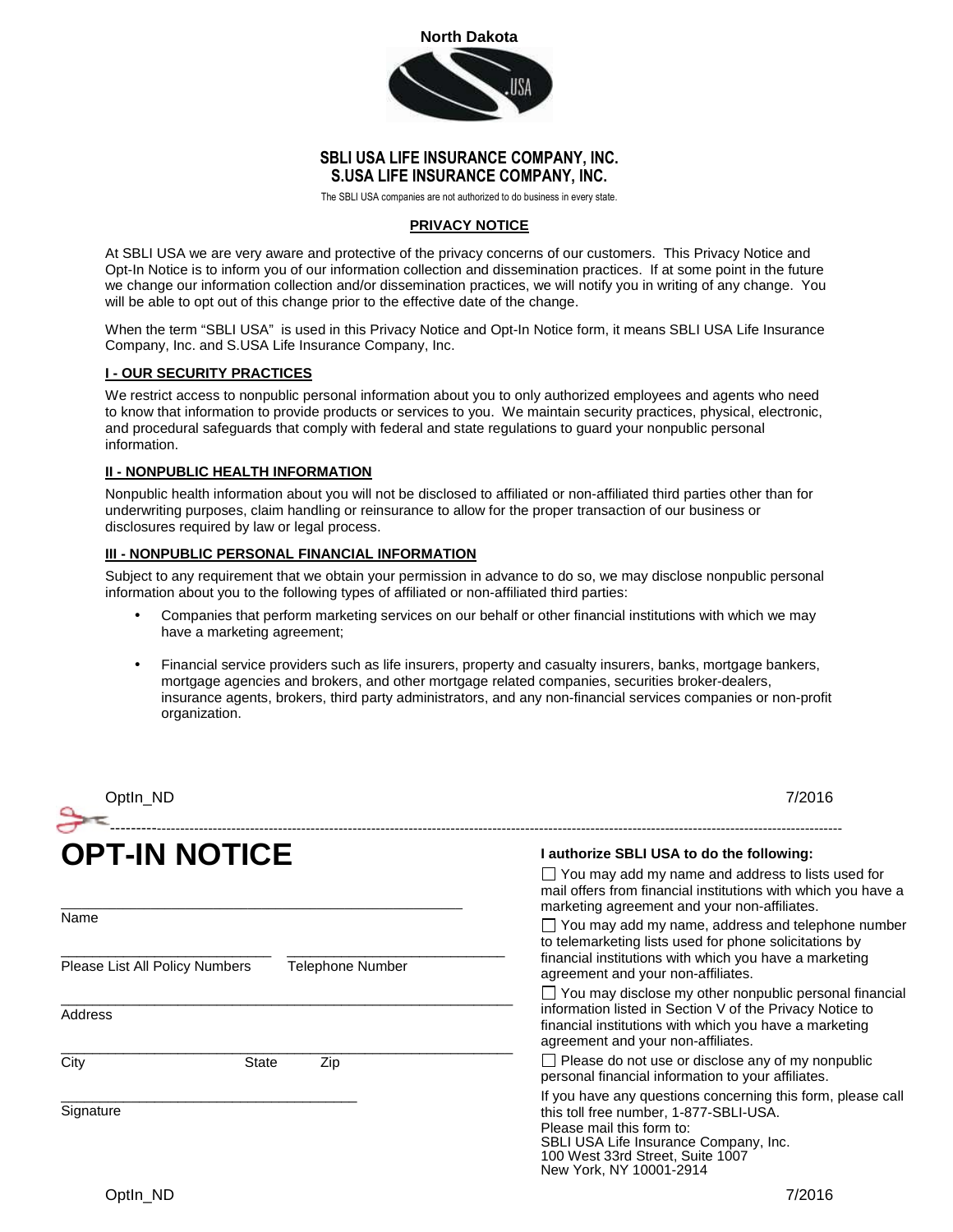North Dakota

**SBLI USA LIFE INSURANCE COMPANY, INC.**
**S.USA LIFE INSURANCE COMPANY, INC.**

The SBLI USA companies are not authorized to do business in every state.

## PRIVACY NOTICE

At SBLI USA we are very aware and protective of the privacy concerns of our customers. This Privacy Notice and Opt-In Notice is to inform you of our information collection and dissemination practices. If at some point in the future we change our information collection and/or dissemination practices, we will notify you in writing of any change. You will be able to opt out of this change prior to the effective date of the change.

When the term "SBLI USA" is used in this Privacy Notice and Opt-In Notice form, it means SBLI USA Life Insurance Company, Inc. and S.USA Life Insurance Company, Inc.

### I - OUR SECURITY PRACTICES

We restrict access to nonpublic personal information about you to only authorized employees and agents who need to know that information to provide products or services to you. We maintain security practices, physical, electronic, and procedural safeguards that comply with federal and state regulations to guard your nonpublic personal information.

### II - NONPUBLIC HEALTH INFORMATION

Nonpublic health information about you will not be disclosed to affiliated or non-affiliated third parties other than for underwriting purposes, claim handling or reinsurance to allow for the proper transaction of our business or disclosures required by law or legal process.

### III - NONPUBLIC PERSONAL FINANCIAL INFORMATION

Subject to any requirement that we obtain your permission in advance to do so, we may disclose nonpublic personal information about you to the following types of affiliated or non-affiliated third parties:

- Companies that perform marketing services on our behalf or other financial institutions with which we may have a marketing agreement;
- Financial service providers such as life insurers, property and casualty insurers, banks, mortgage bankers, mortgage agencies and brokers, and other mortgage related companies, securities broker-dealers, insurance agents, brokers, third party administrators, and any non-financial services companies or non-profit organization.

OptIn_ND 7/2016

---

# OPT-IN NOTICE

______________________________
Name

______________________________ ______________________________
Please List All Policy Numbers Telephone Number

______________________________
Address

______________________________
City State Zip

______________________________
Signature

**I authorize SBLI USA to do the following:**

☐ You may add my name and address to lists used for mail offers from financial institutions with which you have a marketing agreement and your non-affiliates.

☐ You may add my name, address and telephone number to telemarketing lists used for phone solicitations by financial institutions with which you have a marketing agreement and your non-affiliates.

☐ You may disclose my other nonpublic personal financial information listed in Section V of the Privacy Notice to financial institutions with which you have a marketing agreement and your non-affiliates.

☐ Please do not use or disclose any of my nonpublic personal financial information to your affiliates.

If you have any questions concerning this form, please call this toll free number, 1-877-SBLI-USA.

Please mail this form to:
SBLI USA Life Insurance Company, Inc.
100 West 33rd Street, Suite 1007
New York, NY 10001-2914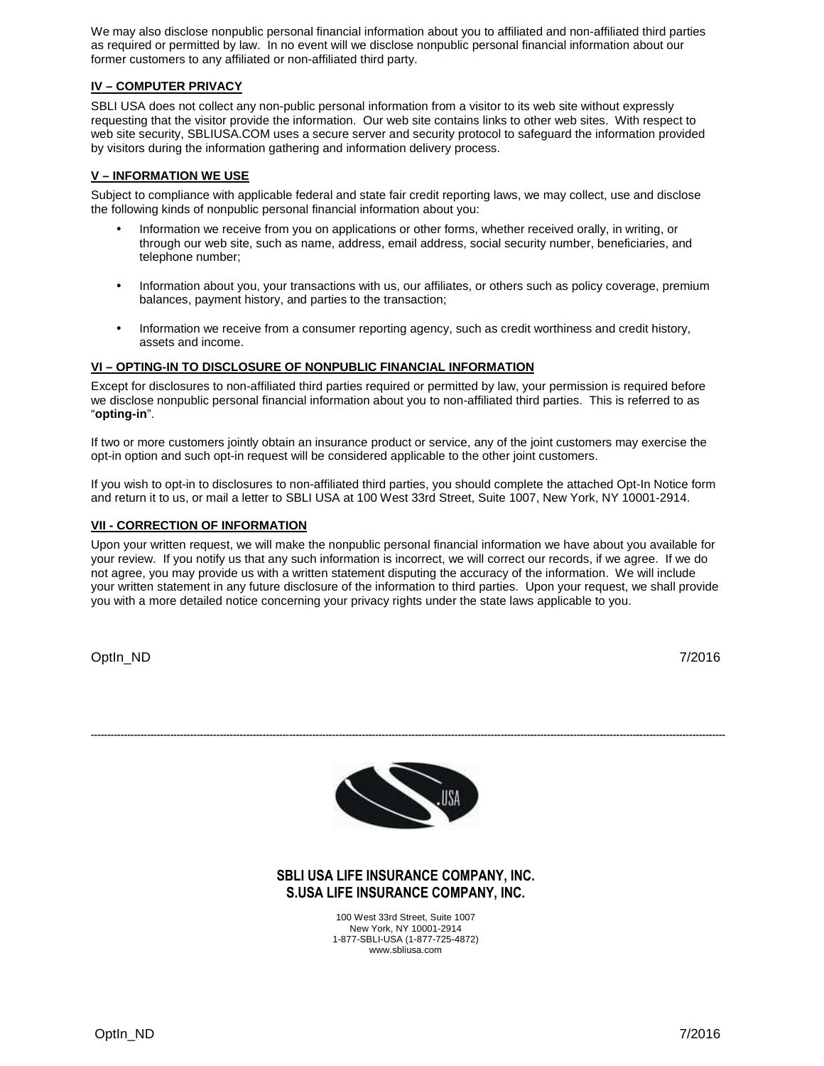We may also disclose nonpublic personal financial information about you to affiliated and non-affiliated third parties as required or permitted by law. In no event will we disclose nonpublic personal financial information about our former customers to any affiliated or non-affiliated third party.

## IV – COMPUTER PRIVACY

SBLI USA does not collect any non-public personal information from a visitor to its web site without expressly requesting that the visitor provide the information. Our web site contains links to other web sites. With respect to web site security, SBLIUSA.COM uses a secure server and security protocol to safeguard the information provided by visitors during the information gathering and information delivery process.

## V – INFORMATION WE USE

Subject to compliance with applicable federal and state fair credit reporting laws, we may collect, use and disclose the following kinds of nonpublic personal financial information about you:

- Information we receive from you on applications or other forms, whether received orally, in writing, or through our web site, such as name, address, email address, social security number, beneficiaries, and telephone number;
- Information about you, your transactions with us, our affiliates, or others such as policy coverage, premium balances, payment history, and parties to the transaction;
- Information we receive from a consumer reporting agency, such as credit worthiness and credit history, assets and income.

## VI – OPTING-IN TO DISCLOSURE OF NONPUBLIC FINANCIAL INFORMATION

Except for disclosures to non-affiliated third parties required or permitted by law, your permission is required before we disclose nonpublic personal financial information about you to non-affiliated third parties. This is referred to as "**opting-in**".

If two or more customers jointly obtain an insurance product or service, any of the joint customers may exercise the opt-in option and such opt-in request will be considered applicable to the other joint customers.

If you wish to opt-in to disclosures to non-affiliated third parties, you should complete the attached Opt-In Notice form and return it to us, or mail a letter to SBLI USA at 100 West 33rd Street, Suite 1007, New York, NY 10001-2914.

## VII - CORRECTION OF INFORMATION

Upon your written request, we will make the nonpublic personal financial information we have about you available for your review. If you notify us that any such information is incorrect, we will correct our records, if we agree. If we do not agree, you may provide us with a written statement disputing the accuracy of the information. We will include your written statement in any future disclosure of the information to third parties. Upon your request, we shall provide you with a more detailed notice concerning your privacy rights under the state laws applicable to you.

OptIn_ND 7/2016

---

**SBLI USA LIFE INSURANCE COMPANY, INC.**
**S.USA LIFE INSURANCE COMPANY, INC.**

100 West 33rd Street, Suite 1007
New York, NY 10001-2914
1-877-SBLI-USA (1-877-725-4872)
www.sbliusa.com